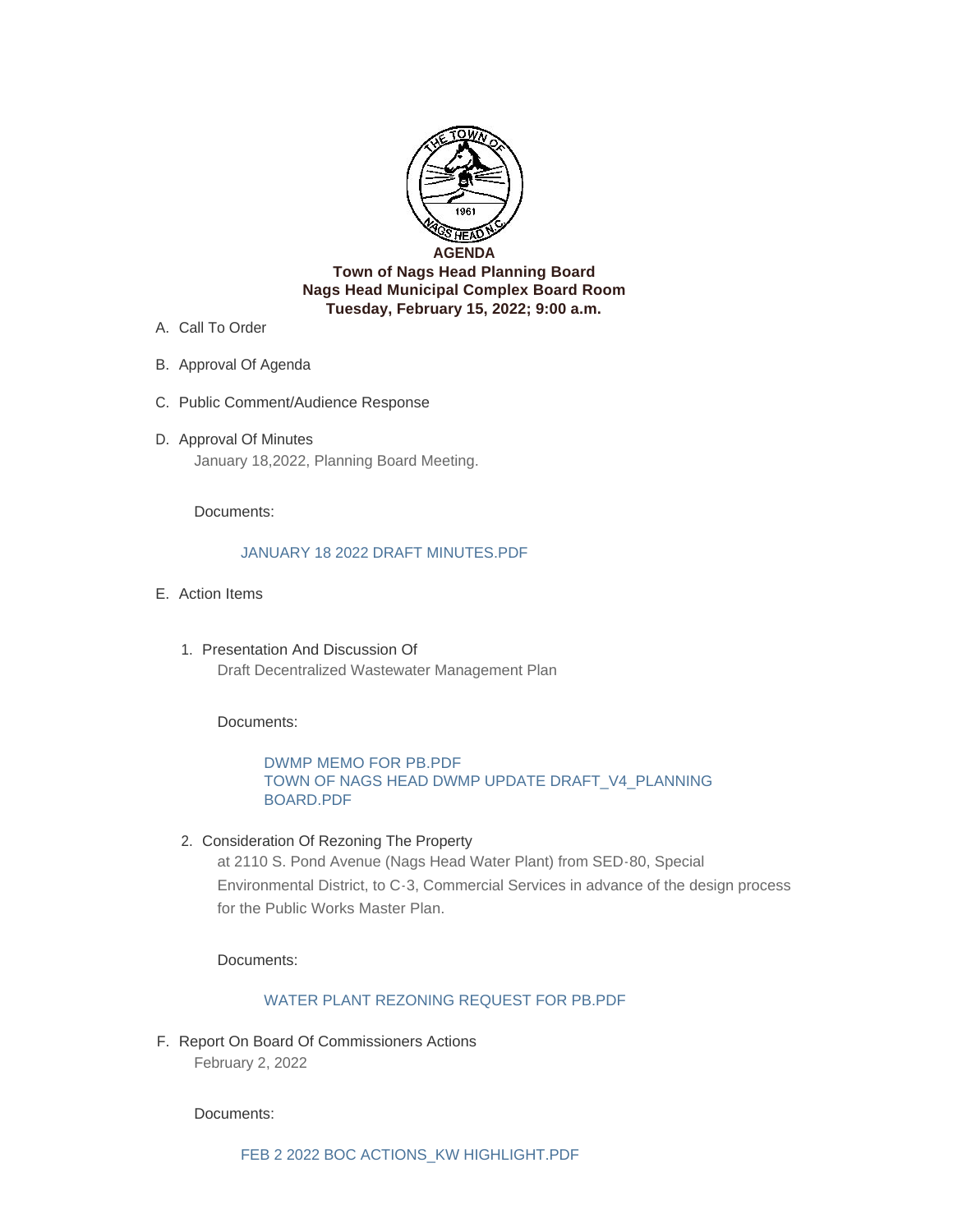**AGENDA**
**Town of Nags Head Planning Board**
**Nags Head Municipal Complex Board Room**
**Tuesday, February 15, 2022; 9:00 a.m.**

A. Call To Order

B. Approval Of Agenda

C. Public Comment/Audience Response

D. Approval Of Minutes

   January 18,2022, Planning Board Meeting.

   Documents:

   JANUARY 18 2022 DRAFT MINUTES.PDF

E. Action Items

   1. Presentation And Discussion Of

      Draft Decentralized Wastewater Management Plan

      Documents:

      DWMP MEMO FOR PB.PDF
      TOWN OF NAGS HEAD DWMP UPDATE DRAFT_V4_PLANNING BOARD.PDF

   2. Consideration Of Rezoning The Property

      at 2110 S. Pond Avenue (Nags Head Water Plant) from SED-80, Special Environmental District, to C-3, Commercial Services in advance of the design process for the Public Works Master Plan.

      Documents:

      WATER PLANT REZONING REQUEST FOR PB.PDF

F. Report On Board Of Commissioners Actions

   February 2, 2022

   Documents:

   FEB 2 2022 BOC ACTIONS_KW HIGHLIGHT.PDF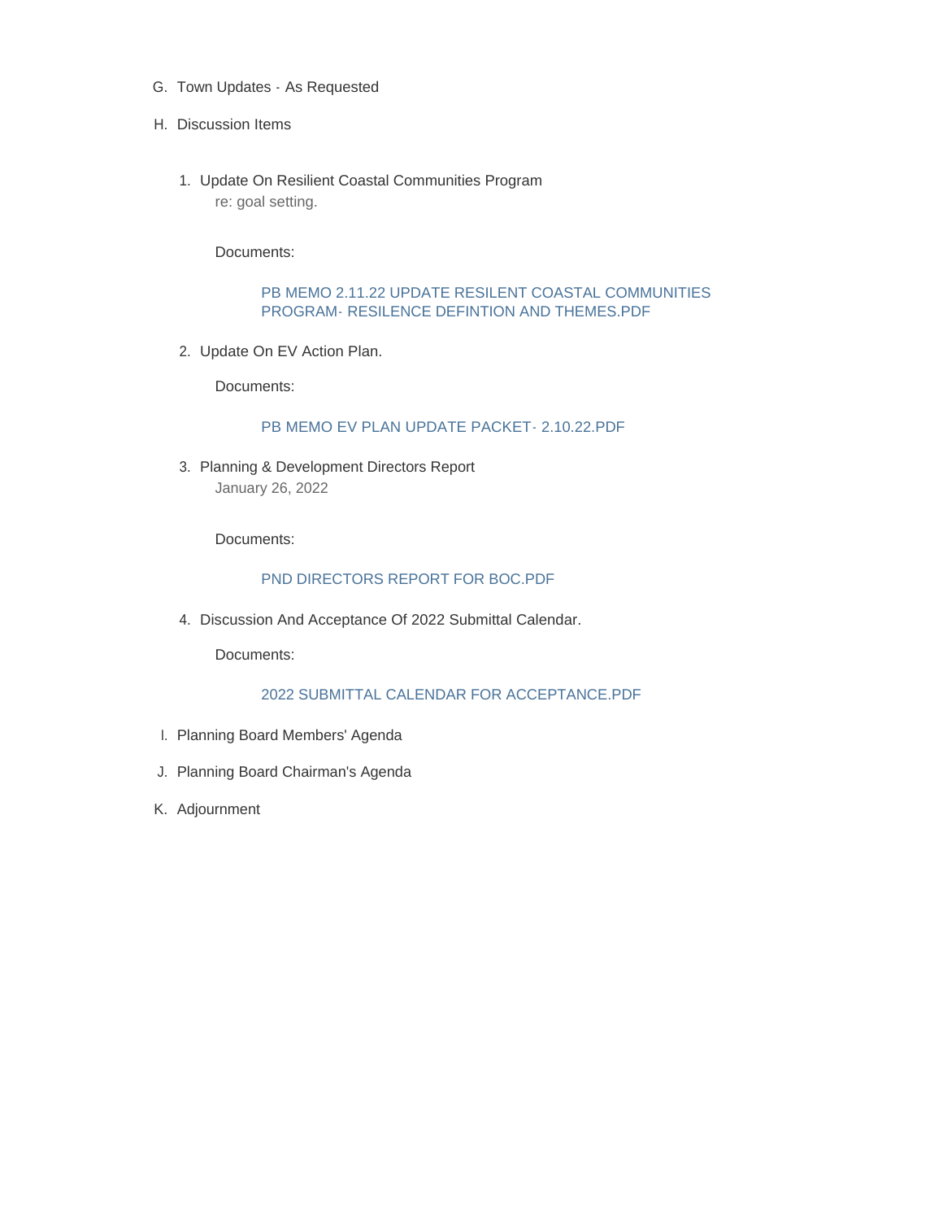G. Town Updates - As Requested

H. Discussion Items

1. Update On Resilient Coastal Communities Program

   re: goal setting.

   Documents:

   PB MEMO 2.11.22 UPDATE RESILENT COASTAL COMMUNITIES PROGRAM- RESILENCE DEFINTION AND THEMES.PDF

2. Update On EV Action Plan.

   Documents:

   PB MEMO EV PLAN UPDATE PACKET- 2.10.22.PDF

3. Planning & Development Directors Report

   January 26, 2022

   Documents:

   PND DIRECTORS REPORT FOR BOC.PDF

4. Discussion And Acceptance Of 2022 Submittal Calendar.

   Documents:

   2022 SUBMITTAL CALENDAR FOR ACCEPTANCE.PDF

I. Planning Board Members' Agenda

J. Planning Board Chairman's Agenda

K. Adjournment